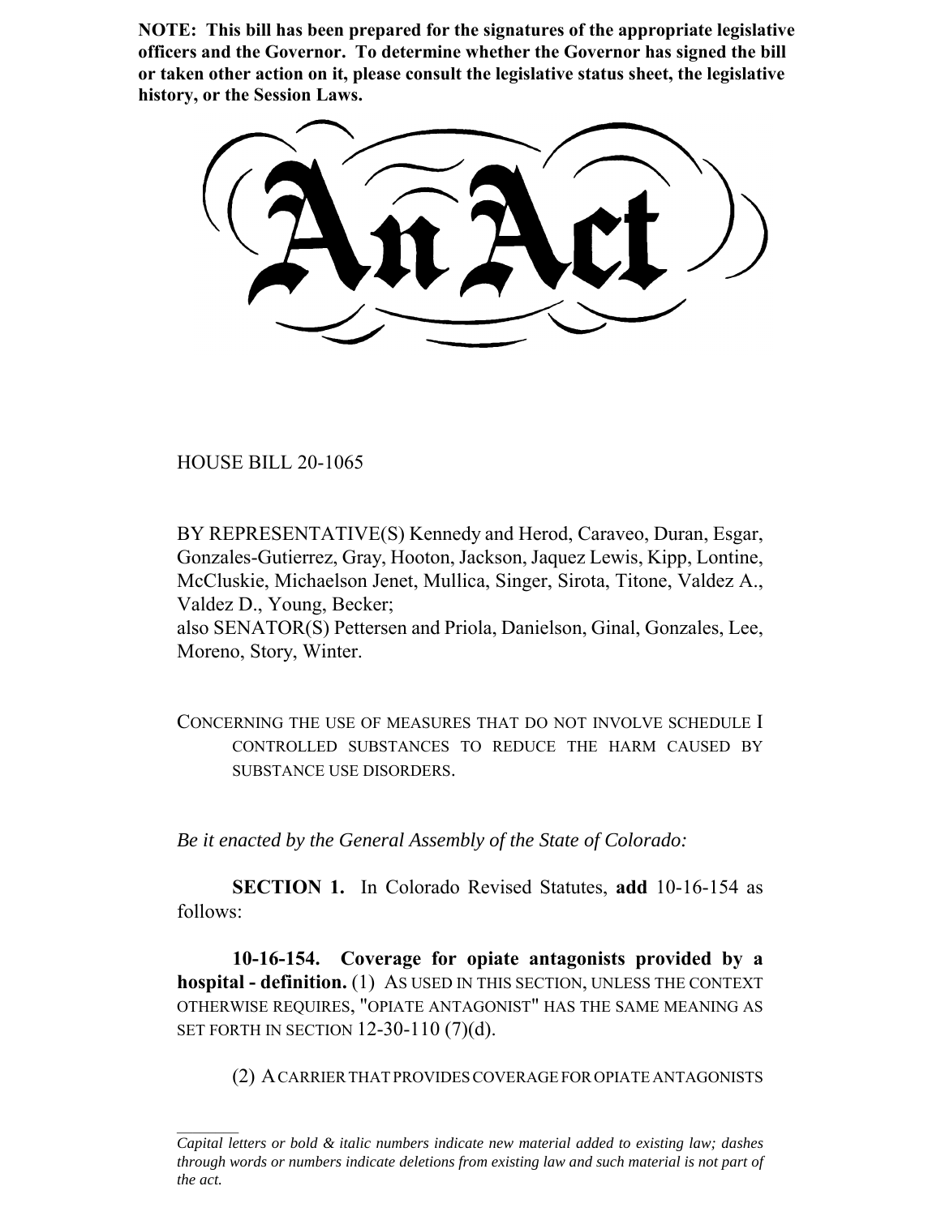**NOTE: This bill has been prepared for the signatures of the appropriate legislative officers and the Governor. To determine whether the Governor has signed the bill or taken other action on it, please consult the legislative status sheet, the legislative history, or the Session Laws.**

# An Act

HOUSE BILL 20-1065

BY REPRESENTATIVE(S) Kennedy and Herod, Caraveo, Duran, Esgar, Gonzales-Gutierrez, Gray, Hooton, Jackson, Jaquez Lewis, Kipp, Lontine, McCluskie, Michaelson Jenet, Mullica, Singer, Sirota, Titone, Valdez A., Valdez D., Young, Becker;
also SENATOR(S) Pettersen and Priola, Danielson, Ginal, Gonzales, Lee, Moreno, Story, Winter.

CONCERNING THE USE OF MEASURES THAT DO NOT INVOLVE SCHEDULE I CONTROLLED SUBSTANCES TO REDUCE THE HARM CAUSED BY SUBSTANCE USE DISORDERS.

*Be it enacted by the General Assembly of the State of Colorado:*

**SECTION 1.** In Colorado Revised Statutes, **add** 10-16-154 as follows:

**10-16-154. Coverage for opiate antagonists provided by a hospital - definition.** (1) AS USED IN THIS SECTION, UNLESS THE CONTEXT OTHERWISE REQUIRES, "OPIATE ANTAGONIST" HAS THE SAME MEANING AS SET FORTH IN SECTION 12-30-110 (7)(d).

(2) A CARRIER THAT PROVIDES COVERAGE FOR OPIATE ANTAGONISTS

*Capital letters or bold & italic numbers indicate new material added to existing law; dashes through words or numbers indicate deletions from existing law and such material is not part of the act.*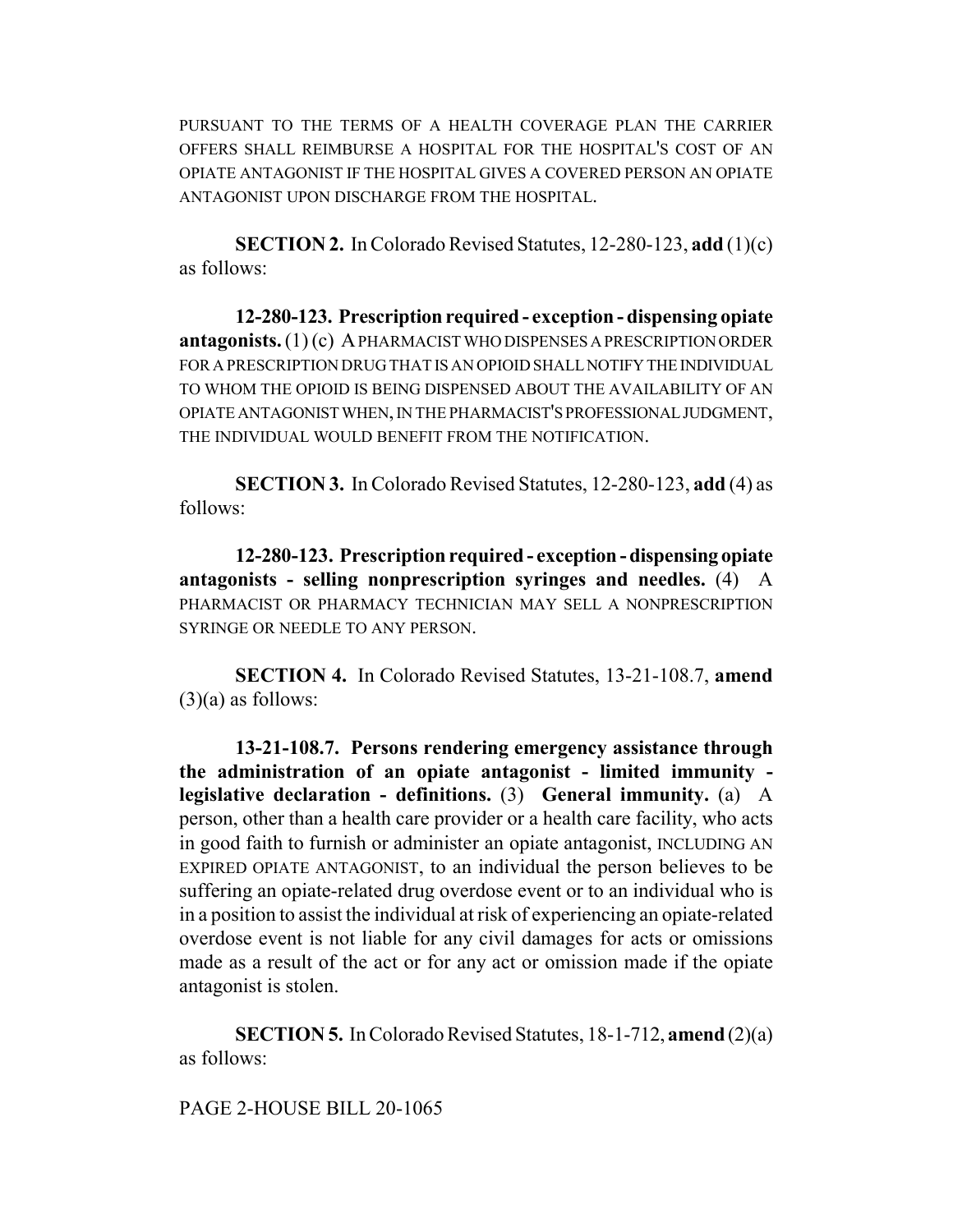PURSUANT TO THE TERMS OF A HEALTH COVERAGE PLAN THE CARRIER OFFERS SHALL REIMBURSE A HOSPITAL FOR THE HOSPITAL'S COST OF AN OPIATE ANTAGONIST IF THE HOSPITAL GIVES A COVERED PERSON AN OPIATE ANTAGONIST UPON DISCHARGE FROM THE HOSPITAL.

**SECTION 2.** In Colorado Revised Statutes, 12-280-123, **add** (1)(c) as follows:

**12-280-123. Prescription required - exception - dispensing opiate antagonists.** (1) (c) A PHARMACIST WHO DISPENSES A PRESCRIPTION ORDER FOR A PRESCRIPTION DRUG THAT IS AN OPIOID SHALL NOTIFY THE INDIVIDUAL TO WHOM THE OPIOID IS BEING DISPENSED ABOUT THE AVAILABILITY OF AN OPIATE ANTAGONIST WHEN, IN THE PHARMACIST'S PROFESSIONAL JUDGMENT, THE INDIVIDUAL WOULD BENEFIT FROM THE NOTIFICATION.

**SECTION 3.** In Colorado Revised Statutes, 12-280-123, **add** (4) as follows:

**12-280-123. Prescription required - exception - dispensing opiate antagonists - selling nonprescription syringes and needles.** (4) A PHARMACIST OR PHARMACY TECHNICIAN MAY SELL A NONPRESCRIPTION SYRINGE OR NEEDLE TO ANY PERSON.

**SECTION 4.** In Colorado Revised Statutes, 13-21-108.7, **amend** (3)(a) as follows:

**13-21-108.7. Persons rendering emergency assistance through the administration of an opiate antagonist - limited immunity - legislative declaration - definitions.** (3) **General immunity.** (a) A person, other than a health care provider or a health care facility, who acts in good faith to furnish or administer an opiate antagonist, INCLUDING AN EXPIRED OPIATE ANTAGONIST, to an individual the person believes to be suffering an opiate-related drug overdose event or to an individual who is in a position to assist the individual at risk of experiencing an opiate-related overdose event is not liable for any civil damages for acts or omissions made as a result of the act or for any act or omission made if the opiate antagonist is stolen.

**SECTION 5.** In Colorado Revised Statutes, 18-1-712, **amend** (2)(a) as follows: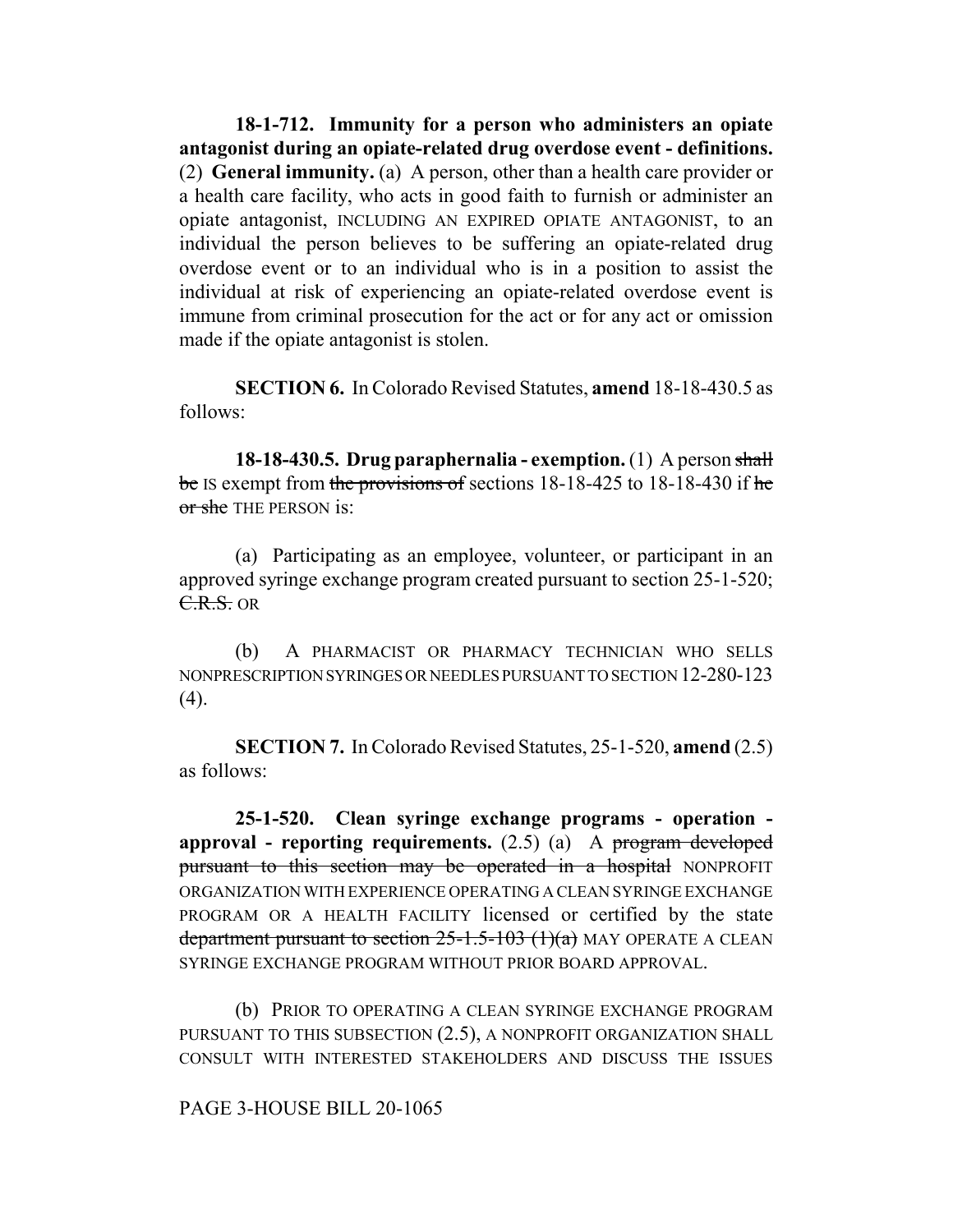**18-1-712. Immunity for a person who administers an opiate antagonist during an opiate-related drug overdose event - definitions.** (2) **General immunity.** (a) A person, other than a health care provider or a health care facility, who acts in good faith to furnish or administer an opiate antagonist, INCLUDING AN EXPIRED OPIATE ANTAGONIST, to an individual the person believes to be suffering an opiate-related drug overdose event or to an individual who is in a position to assist the individual at risk of experiencing an opiate-related overdose event is immune from criminal prosecution for the act or for any act or omission made if the opiate antagonist is stolen.

**SECTION 6.** In Colorado Revised Statutes, **amend** 18-18-430.5 as follows:

**18-18-430.5. Drug paraphernalia - exemption.** (1) A person ~~shall be~~ IS exempt from ~~the provisions of~~ sections 18-18-425 to 18-18-430 if ~~he or she~~ THE PERSON is:

(a) Participating as an employee, volunteer, or participant in an approved syringe exchange program created pursuant to section 25-1-520; ~~C.R.S.~~ OR

(b) A PHARMACIST OR PHARMACY TECHNICIAN WHO SELLS NONPRESCRIPTION SYRINGES OR NEEDLES PURSUANT TO SECTION 12-280-123 (4).

**SECTION 7.** In Colorado Revised Statutes, 25-1-520, **amend** (2.5) as follows:

**25-1-520. Clean syringe exchange programs - operation - approval - reporting requirements.** (2.5) (a) A ~~program developed pursuant to this section may be operated in a hospital~~ NONPROFIT ORGANIZATION WITH EXPERIENCE OPERATING A CLEAN SYRINGE EXCHANGE PROGRAM OR A HEALTH FACILITY licensed or certified by the state ~~department pursuant to section 25-1.5-103 (1)(a)~~ MAY OPERATE A CLEAN SYRINGE EXCHANGE PROGRAM WITHOUT PRIOR BOARD APPROVAL.

(b) PRIOR TO OPERATING A CLEAN SYRINGE EXCHANGE PROGRAM PURSUANT TO THIS SUBSECTION (2.5), A NONPROFIT ORGANIZATION SHALL CONSULT WITH INTERESTED STAKEHOLDERS AND DISCUSS THE ISSUES

PAGE 3-HOUSE BILL 20-1065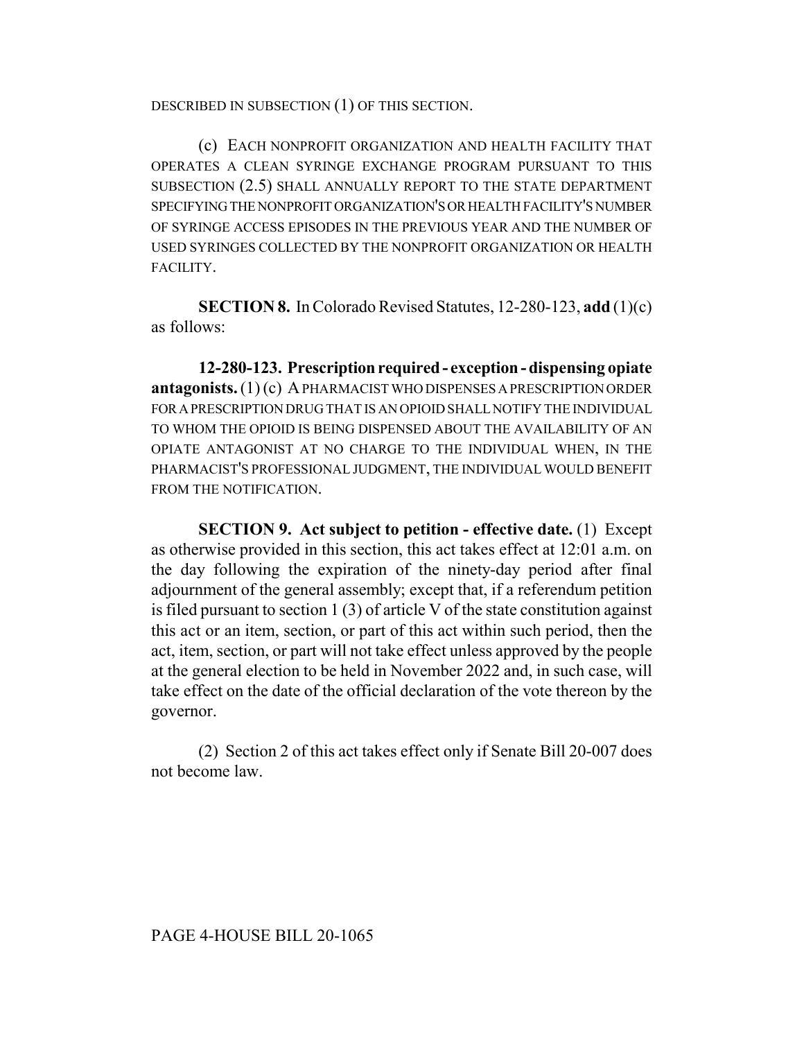DESCRIBED IN SUBSECTION (1) OF THIS SECTION.

(c) EACH NONPROFIT ORGANIZATION AND HEALTH FACILITY THAT OPERATES A CLEAN SYRINGE EXCHANGE PROGRAM PURSUANT TO THIS SUBSECTION (2.5) SHALL ANNUALLY REPORT TO THE STATE DEPARTMENT SPECIFYING THE NONPROFIT ORGANIZATION'S OR HEALTH FACILITY'S NUMBER OF SYRINGE ACCESS EPISODES IN THE PREVIOUS YEAR AND THE NUMBER OF USED SYRINGES COLLECTED BY THE NONPROFIT ORGANIZATION OR HEALTH FACILITY.

**SECTION 8.** In Colorado Revised Statutes, 12-280-123, **add** (1)(c) as follows:

**12-280-123. Prescription required - exception - dispensing opiate antagonists.** (1) (c) A PHARMACIST WHO DISPENSES A PRESCRIPTION ORDER FOR A PRESCRIPTION DRUG THAT IS AN OPIOID SHALL NOTIFY THE INDIVIDUAL TO WHOM THE OPIOID IS BEING DISPENSED ABOUT THE AVAILABILITY OF AN OPIATE ANTAGONIST AT NO CHARGE TO THE INDIVIDUAL WHEN, IN THE PHARMACIST'S PROFESSIONAL JUDGMENT, THE INDIVIDUAL WOULD BENEFIT FROM THE NOTIFICATION.

**SECTION 9. Act subject to petition - effective date.** (1) Except as otherwise provided in this section, this act takes effect at 12:01 a.m. on the day following the expiration of the ninety-day period after final adjournment of the general assembly; except that, if a referendum petition is filed pursuant to section 1 (3) of article V of the state constitution against this act or an item, section, or part of this act within such period, then the act, item, section, or part will not take effect unless approved by the people at the general election to be held in November 2022 and, in such case, will take effect on the date of the official declaration of the vote thereon by the governor.

(2) Section 2 of this act takes effect only if Senate Bill 20-007 does not become law.

PAGE 4-HOUSE BILL 20-1065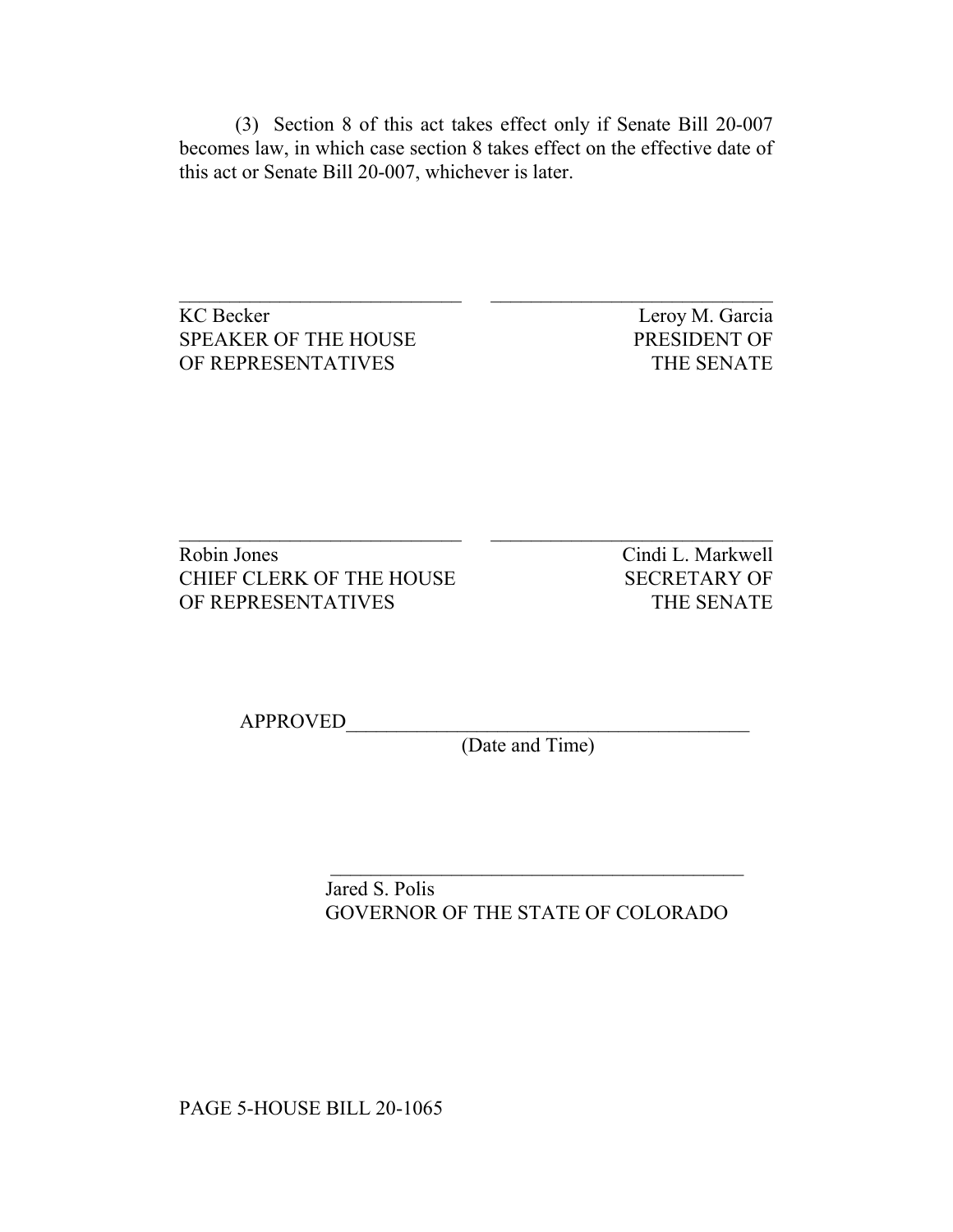(3) Section 8 of this act takes effect only if Senate Bill 20-007 becomes law, in which case section 8 takes effect on the effective date of this act or Senate Bill 20-007, whichever is later.

____________________________ ____________________________
KC Becker Leroy M. Garcia
SPEAKER OF THE HOUSE PRESIDENT OF
OF REPRESENTATIVES THE SENATE

____________________________ ____________________________
Robin Jones Cindi L. Markwell
CHIEF CLERK OF THE HOUSE SECRETARY OF
OF REPRESENTATIVES THE SENATE

APPROVED________________________________________
(Date and Time)

_________________________________________
Jared S. Polis
GOVERNOR OF THE STATE OF COLORADO

PAGE 5-HOUSE BILL 20-1065